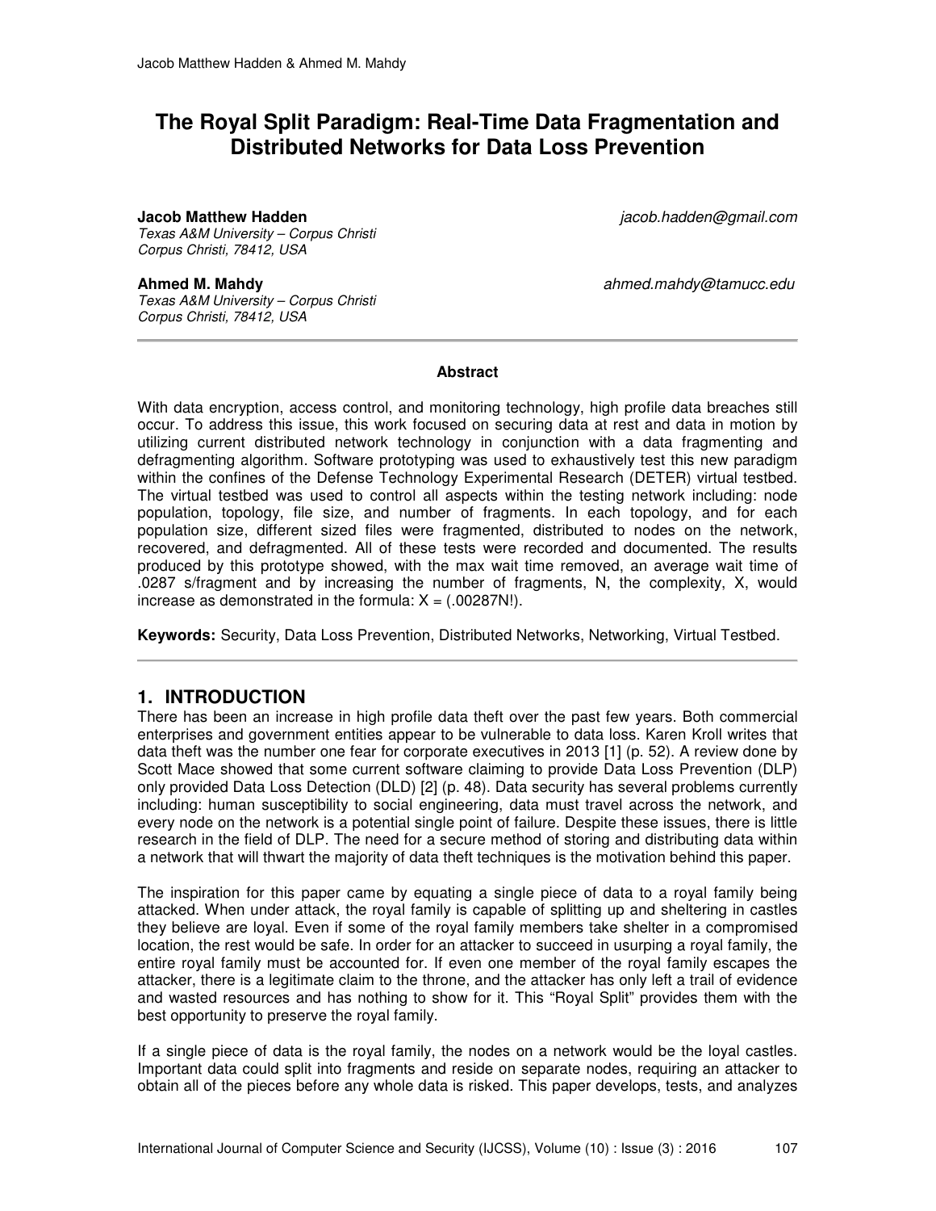# The Royal Split Paradigm: Real-Time Data Fragmentation and Distributed Networks for Data Loss Prevention

**Jacob Matthew Hadden** jacob.hadden@gmail.com
*Texas A&M University – Corpus Christi*
*Corpus Christi, 78412, USA*

**Ahmed M. Mahdy** ahmed.mahdy@tamucc.edu
*Texas A&M University – Corpus Christi*
*Corpus Christi, 78412, USA*

---

**Abstract**

With data encryption, access control, and monitoring technology, high profile data breaches still occur. To address this issue, this work focused on securing data at rest and data in motion by utilizing current distributed network technology in conjunction with a data fragmenting and defragmenting algorithm. Software prototyping was used to exhaustively test this new paradigm within the confines of the Defense Technology Experimental Research (DETER) virtual testbed. The virtual testbed was used to control all aspects within the testing network including: node population, topology, file size, and number of fragments. In each topology, and for each population size, different sized files were fragmented, distributed to nodes on the network, recovered, and defragmented. All of these tests were recorded and documented. The results produced by this prototype showed, with the max wait time removed, an average wait time of .0287 s/fragment and by increasing the number of fragments, N, the complexity, X, would increase as demonstrated in the formula: $X = (.00287N!)$.

**Keywords:** Security, Data Loss Prevention, Distributed Networks, Networking, Virtual Testbed.

---

## 1. INTRODUCTION

There has been an increase in high profile data theft over the past few years. Both commercial enterprises and government entities appear to be vulnerable to data loss. Karen Kroll writes that data theft was the number one fear for corporate executives in 2013 [1] (p. 52). A review done by Scott Mace showed that some current software claiming to provide Data Loss Prevention (DLP) only provided Data Loss Detection (DLD) [2] (p. 48). Data security has several problems currently including: human susceptibility to social engineering, data must travel across the network, and every node on the network is a potential single point of failure. Despite these issues, there is little research in the field of DLP. The need for a secure method of storing and distributing data within a network that will thwart the majority of data theft techniques is the motivation behind this paper.

The inspiration for this paper came by equating a single piece of data to a royal family being attacked. When under attack, the royal family is capable of splitting up and sheltering in castles they believe are loyal. Even if some of the royal family members take shelter in a compromised location, the rest would be safe. In order for an attacker to succeed in usurping a royal family, the entire royal family must be accounted for. If even one member of the royal family escapes the attacker, there is a legitimate claim to the throne, and the attacker has only left a trail of evidence and wasted resources and has nothing to show for it. This "Royal Split" provides them with the best opportunity to preserve the royal family.

If a single piece of data is the royal family, the nodes on a network would be the loyal castles. Important data could split into fragments and reside on separate nodes, requiring an attacker to obtain all of the pieces before any whole data is risked. This paper develops, tests, and analyzes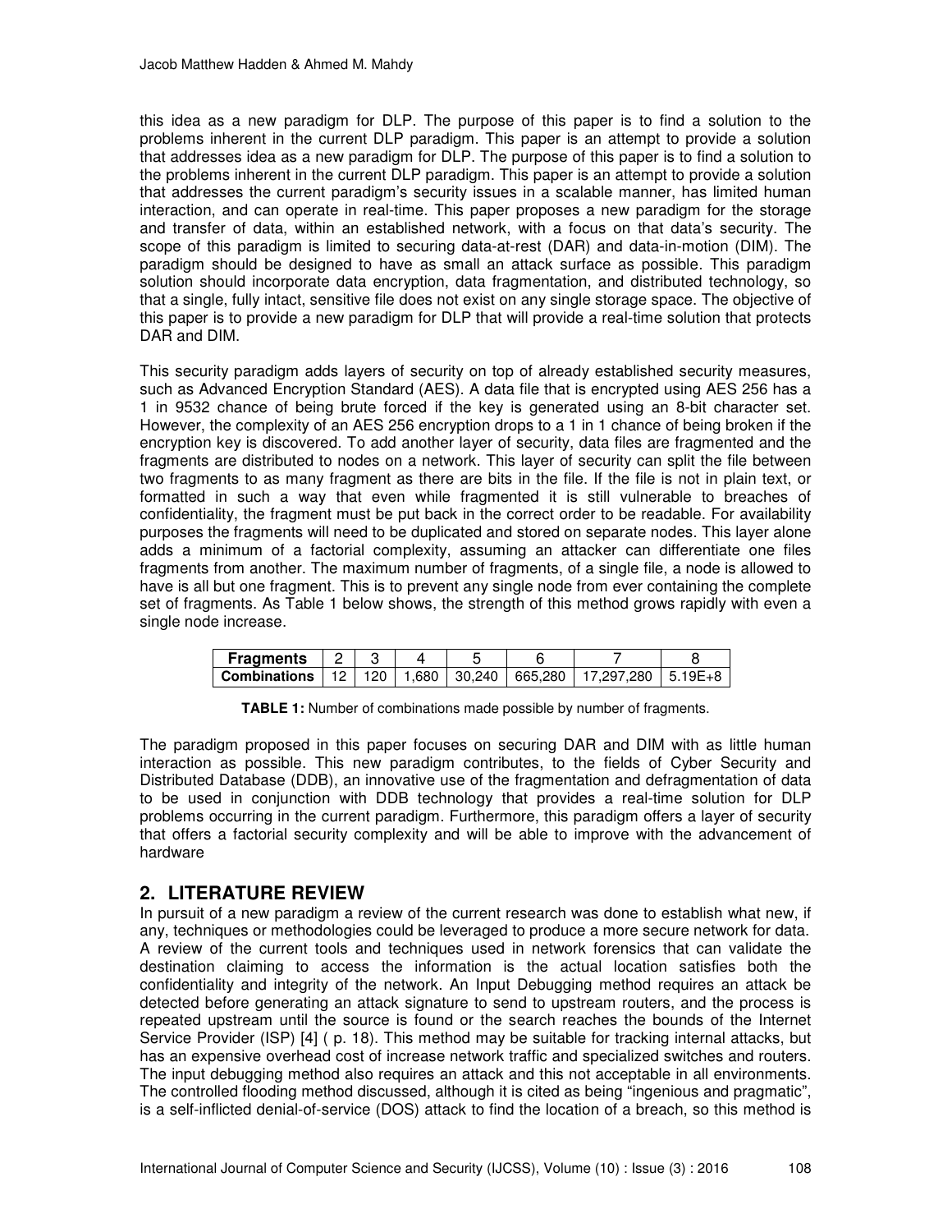this idea as a new paradigm for DLP. The purpose of this paper is to find a solution to the problems inherent in the current DLP paradigm. This paper is an attempt to provide a solution that addresses idea as a new paradigm for DLP. The purpose of this paper is to find a solution to the problems inherent in the current DLP paradigm. This paper is an attempt to provide a solution that addresses the current paradigm's security issues in a scalable manner, has limited human interaction, and can operate in real-time. This paper proposes a new paradigm for the storage and transfer of data, within an established network, with a focus on that data's security. The scope of this paradigm is limited to securing data-at-rest (DAR) and data-in-motion (DIM). The paradigm should be designed to have as small an attack surface as possible. This paradigm solution should incorporate data encryption, data fragmentation, and distributed technology, so that a single, fully intact, sensitive file does not exist on any single storage space. The objective of this paper is to provide a new paradigm for DLP that will provide a real-time solution that protects DAR and DIM.

This security paradigm adds layers of security on top of already established security measures, such as Advanced Encryption Standard (AES). A data file that is encrypted using AES 256 has a 1 in 9532 chance of being brute forced if the key is generated using an 8-bit character set. However, the complexity of an AES 256 encryption drops to a 1 in 1 chance of being broken if the encryption key is discovered. To add another layer of security, data files are fragmented and the fragments are distributed to nodes on a network. This layer of security can split the file between two fragments to as many fragment as there are bits in the file. If the file is not in plain text, or formatted in such a way that even while fragmented it is still vulnerable to breaches of confidentiality, the fragment must be put back in the correct order to be readable. For availability purposes the fragments will need to be duplicated and stored on separate nodes. This layer alone adds a minimum of a factorial complexity, assuming an attacker can differentiate one files fragments from another. The maximum number of fragments, of a single file, a node is allowed to have is all but one fragment. This is to prevent any single node from ever containing the complete set of fragments. As Table 1 below shows, the strength of this method grows rapidly with even a single node increase.

| **Fragments** | 2 | 3 | 4 | 5 | 6 | 7 | 8 |
|---|---|---|---|---|---|---|---|
| **Combinations** | 12 | 120 | 1,680 | 30,240 | 665,280 | 17,297,280 | 5.19E+8 |

**TABLE 1:** Number of combinations made possible by number of fragments.

The paradigm proposed in this paper focuses on securing DAR and DIM with as little human interaction as possible. This new paradigm contributes, to the fields of Cyber Security and Distributed Database (DDB), an innovative use of the fragmentation and defragmentation of data to be used in conjunction with DDB technology that provides a real-time solution for DLP problems occurring in the current paradigm. Furthermore, this paradigm offers a layer of security that offers a factorial security complexity and will be able to improve with the advancement of hardware

## 2. LITERATURE REVIEW

In pursuit of a new paradigm a review of the current research was done to establish what new, if any, techniques or methodologies could be leveraged to produce a more secure network for data. A review of the current tools and techniques used in network forensics that can validate the destination claiming to access the information is the actual location satisfies both the confidentiality and integrity of the network. An Input Debugging method requires an attack be detected before generating an attack signature to send to upstream routers, and the process is repeated upstream until the source is found or the search reaches the bounds of the Internet Service Provider (ISP) [4] ( p. 18). This method may be suitable for tracking internal attacks, but has an expensive overhead cost of increase network traffic and specialized switches and routers. The input debugging method also requires an attack and this not acceptable in all environments. The controlled flooding method discussed, although it is cited as being "ingenious and pragmatic", is a self-inflicted denial-of-service (DOS) attack to find the location of a breach, so this method is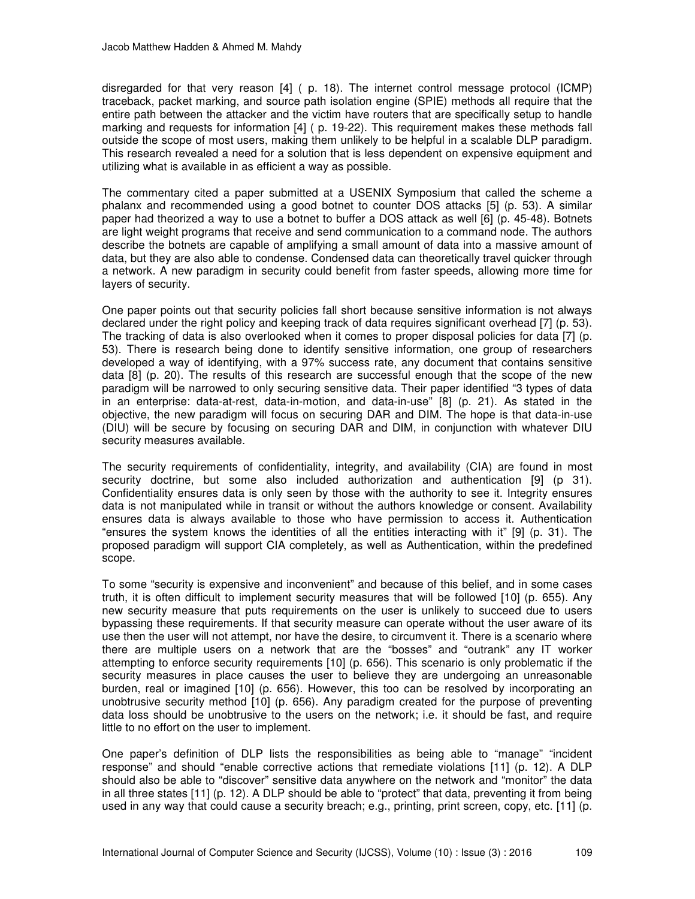disregarded for that very reason [4] ( p. 18). The internet control message protocol (ICMP) traceback, packet marking, and source path isolation engine (SPIE) methods all require that the entire path between the attacker and the victim have routers that are specifically setup to handle marking and requests for information [4] ( p. 19-22). This requirement makes these methods fall outside the scope of most users, making them unlikely to be helpful in a scalable DLP paradigm. This research revealed a need for a solution that is less dependent on expensive equipment and utilizing what is available in as efficient a way as possible.

The commentary cited a paper submitted at a USENIX Symposium that called the scheme a phalanx and recommended using a good botnet to counter DOS attacks [5] (p. 53). A similar paper had theorized a way to use a botnet to buffer a DOS attack as well [6] (p. 45-48). Botnets are light weight programs that receive and send communication to a command node. The authors describe the botnets are capable of amplifying a small amount of data into a massive amount of data, but they are also able to condense. Condensed data can theoretically travel quicker through a network. A new paradigm in security could benefit from faster speeds, allowing more time for layers of security.

One paper points out that security policies fall short because sensitive information is not always declared under the right policy and keeping track of data requires significant overhead [7] (p. 53). The tracking of data is also overlooked when it comes to proper disposal policies for data [7] (p. 53). There is research being done to identify sensitive information, one group of researchers developed a way of identifying, with a 97% success rate, any document that contains sensitive data [8] (p. 20). The results of this research are successful enough that the scope of the new paradigm will be narrowed to only securing sensitive data. Their paper identified "3 types of data in an enterprise: data-at-rest, data-in-motion, and data-in-use" [8] (p. 21). As stated in the objective, the new paradigm will focus on securing DAR and DIM. The hope is that data-in-use (DIU) will be secure by focusing on securing DAR and DIM, in conjunction with whatever DIU security measures available.

The security requirements of confidentiality, integrity, and availability (CIA) are found in most security doctrine, but some also included authorization and authentication [9] (p 31). Confidentiality ensures data is only seen by those with the authority to see it. Integrity ensures data is not manipulated while in transit or without the authors knowledge or consent. Availability ensures data is always available to those who have permission to access it. Authentication "ensures the system knows the identities of all the entities interacting with it" [9] (p. 31). The proposed paradigm will support CIA completely, as well as Authentication, within the predefined scope.

To some "security is expensive and inconvenient" and because of this belief, and in some cases truth, it is often difficult to implement security measures that will be followed [10] (p. 655). Any new security measure that puts requirements on the user is unlikely to succeed due to users bypassing these requirements. If that security measure can operate without the user aware of its use then the user will not attempt, nor have the desire, to circumvent it. There is a scenario where there are multiple users on a network that are the "bosses" and "outrank" any IT worker attempting to enforce security requirements [10] (p. 656). This scenario is only problematic if the security measures in place causes the user to believe they are undergoing an unreasonable burden, real or imagined [10] (p. 656). However, this too can be resolved by incorporating an unobtrusive security method [10] (p. 656). Any paradigm created for the purpose of preventing data loss should be unobtrusive to the users on the network; i.e. it should be fast, and require little to no effort on the user to implement.

One paper's definition of DLP lists the responsibilities as being able to "manage" "incident response" and should "enable corrective actions that remediate violations [11] (p. 12). A DLP should also be able to "discover" sensitive data anywhere on the network and "monitor" the data in all three states [11] (p. 12). A DLP should be able to "protect" that data, preventing it from being used in any way that could cause a security breach; e.g., printing, print screen, copy, etc. [11] (p.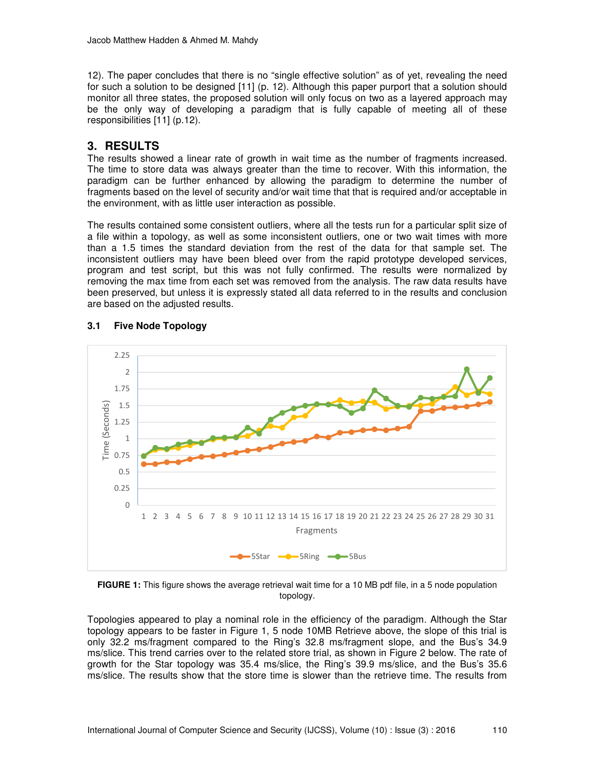12). The paper concludes that there is no "single effective solution" as of yet, revealing the need for such a solution to be designed [11] (p. 12). Although this paper purport that a solution should monitor all three states, the proposed solution will only focus on two as a layered approach may be the only way of developing a paradigm that is fully capable of meeting all of these responsibilities [11] (p.12).

## 3. RESULTS

The results showed a linear rate of growth in wait time as the number of fragments increased. The time to store data was always greater than the time to recover. With this information, the paradigm can be further enhanced by allowing the paradigm to determine the number of fragments based on the level of security and/or wait time that that is required and/or acceptable in the environment, with as little user interaction as possible.

The results contained some consistent outliers, where all the tests run for a particular split size of a file within a topology, as well as some inconsistent outliers, one or two wait times with more than a 1.5 times the standard deviation from the rest of the data for that sample set. The inconsistent outliers may have been bleed over from the rapid prototype developed services, program and test script, but this was not fully confirmed. The results were normalized by removing the max time from each set was removed from the analysis. The raw data results have been preserved, but unless it is expressly stated all data referred to in the results and conclusion are based on the adjusted results.

### 3.1 Five Node Topology

**FIGURE 1:** This figure shows the average retrieval wait time for a 10 MB pdf file, in a 5 node population topology.

Topologies appeared to play a nominal role in the efficiency of the paradigm. Although the Star topology appears to be faster in Figure 1, 5 node 10MB Retrieve above, the slope of this trial is only 32.2 ms/fragment compared to the Ring's 32.8 ms/fragment slope, and the Bus's 34.9 ms/slice. This trend carries over to the related store trial, as shown in Figure 2 below. The rate of growth for the Star topology was 35.4 ms/slice, the Ring's 39.9 ms/slice, and the Bus's 35.6 ms/slice. The results show that the store time is slower than the retrieve time. The results from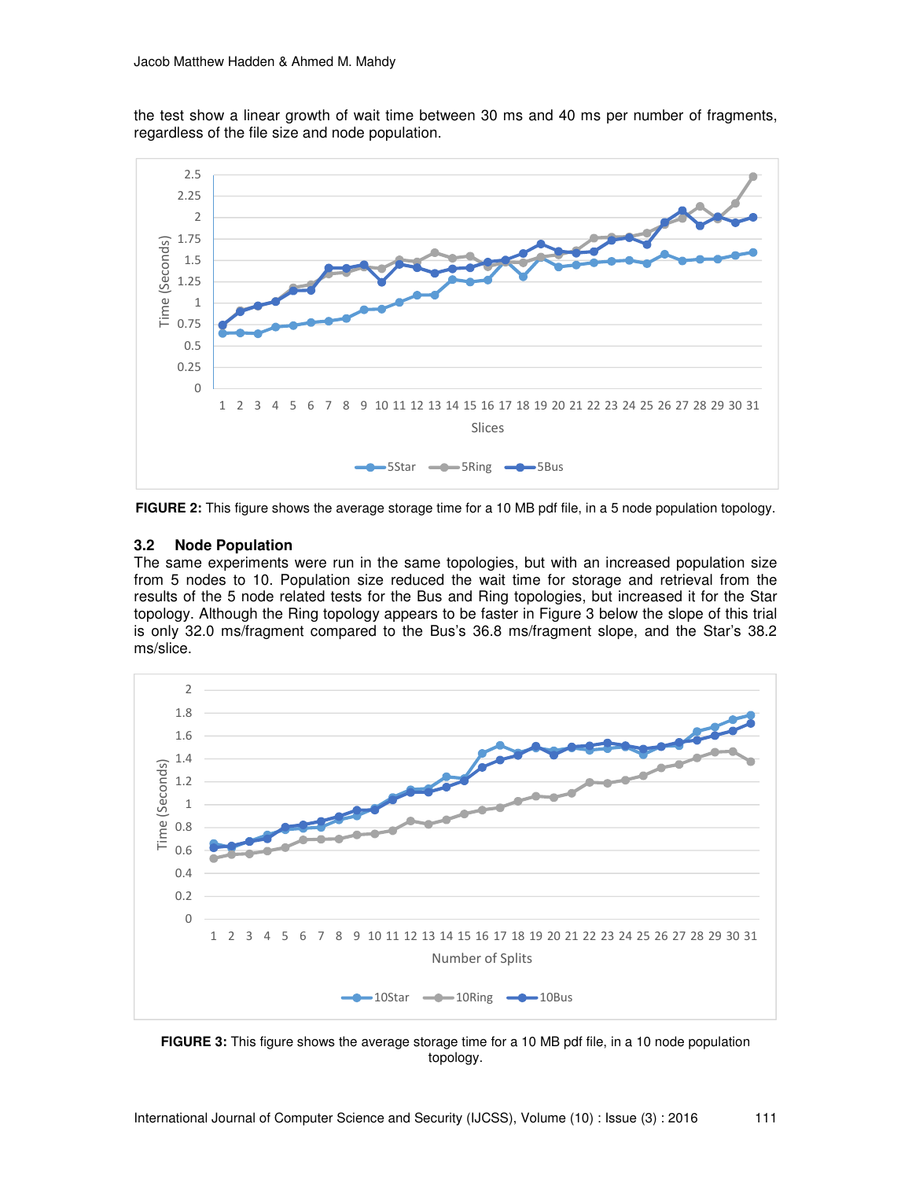the test show a linear growth of wait time between 30 ms and 40 ms per number of fragments, regardless of the file size and node population.

**FIGURE 2:** This figure shows the average storage time for a 10 MB pdf file, in a 5 node population topology.

### 3.2 Node Population

The same experiments were run in the same topologies, but with an increased population size from 5 nodes to 10. Population size reduced the wait time for storage and retrieval from the results of the 5 node related tests for the Bus and Ring topologies, but increased it for the Star topology. Although the Ring topology appears to be faster in Figure 3 below the slope of this trial is only 32.0 ms/fragment compared to the Bus's 36.8 ms/fragment slope, and the Star's 38.2 ms/slice.

**FIGURE 3:** This figure shows the average storage time for a 10 MB pdf file, in a 10 node population topology.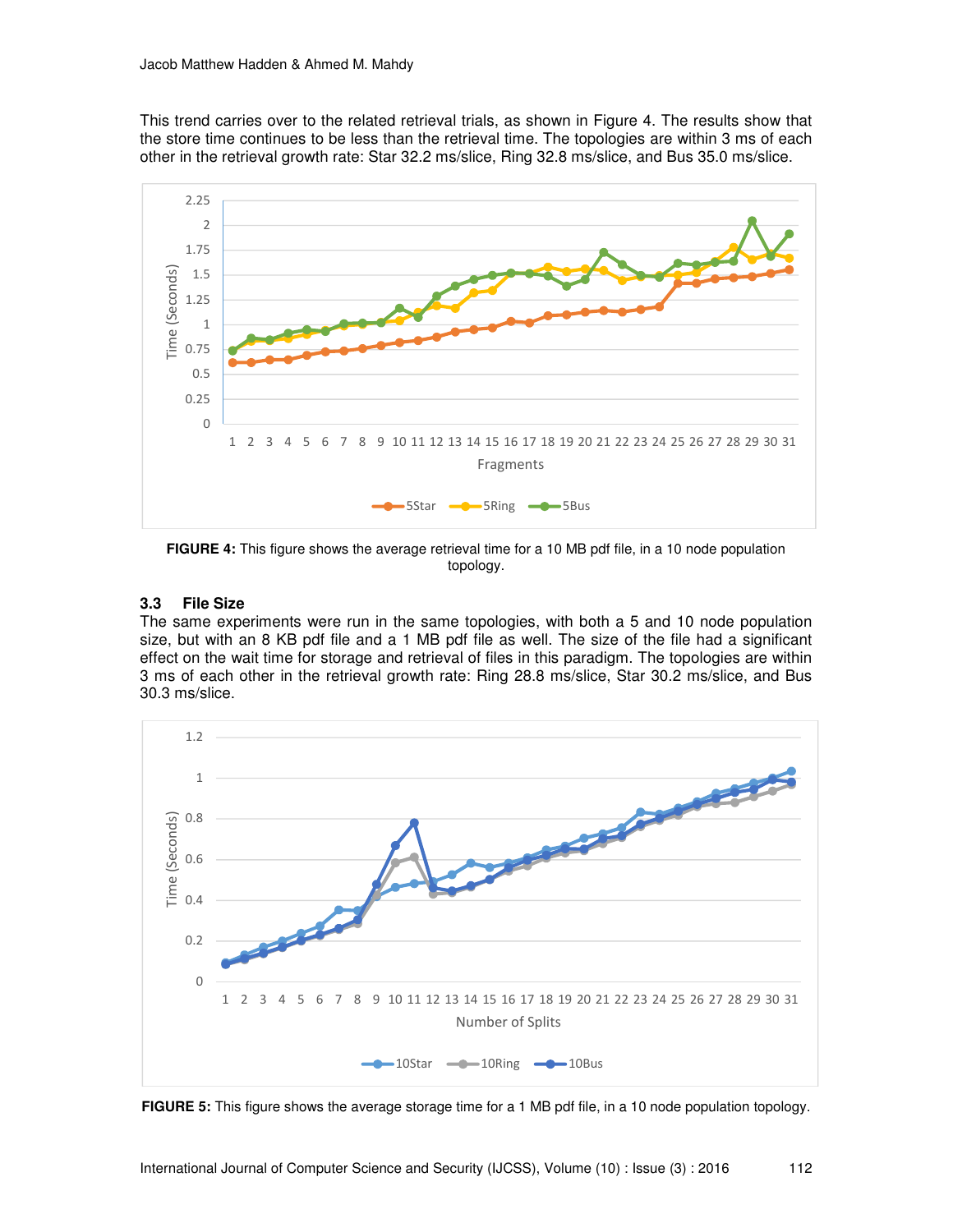This trend carries over to the related retrieval trials, as shown in Figure 4. The results show that the store time continues to be less than the retrieval time. The topologies are within 3 ms of each other in the retrieval growth rate: Star 32.2 ms/slice, Ring 32.8 ms/slice, and Bus 35.0 ms/slice.

**FIGURE 4:** This figure shows the average retrieval time for a 10 MB pdf file, in a 10 node population topology.

### 3.3 File Size

The same experiments were run in the same topologies, with both a 5 and 10 node population size, but with an 8 KB pdf file and a 1 MB pdf file as well. The size of the file had a significant effect on the wait time for storage and retrieval of files in this paradigm. The topologies are within 3 ms of each other in the retrieval growth rate: Ring 28.8 ms/slice, Star 30.2 ms/slice, and Bus 30.3 ms/slice.

**FIGURE 5:** This figure shows the average storage time for a 1 MB pdf file, in a 10 node population topology.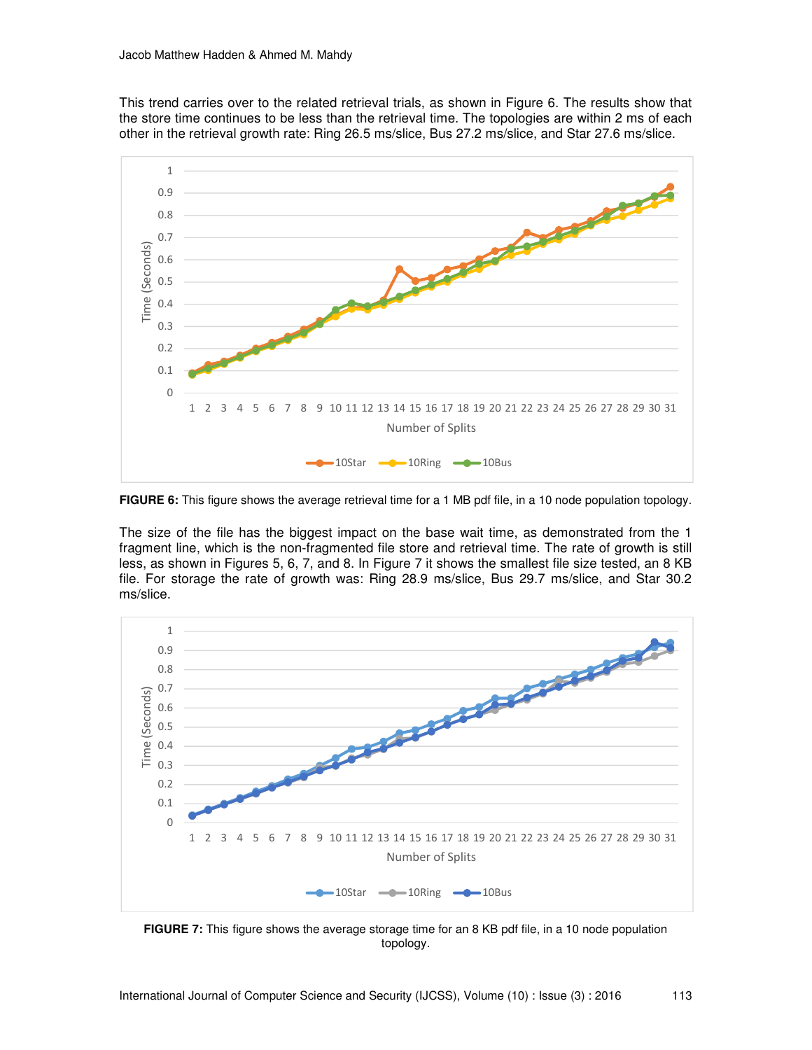This trend carries over to the related retrieval trials, as shown in Figure 6. The results show that the store time continues to be less than the retrieval time. The topologies are within 2 ms of each other in the retrieval growth rate: Ring 26.5 ms/slice, Bus 27.2 ms/slice, and Star 27.6 ms/slice.

**FIGURE 6:** This figure shows the average retrieval time for a 1 MB pdf file, in a 10 node population topology.

The size of the file has the biggest impact on the base wait time, as demonstrated from the 1 fragment line, which is the non-fragmented file store and retrieval time. The rate of growth is still less, as shown in Figures 5, 6, 7, and 8. In Figure 7 it shows the smallest file size tested, an 8 KB file. For storage the rate of growth was: Ring 28.9 ms/slice, Bus 29.7 ms/slice, and Star 30.2 ms/slice.

**FIGURE 7:** This figure shows the average storage time for an 8 KB pdf file, in a 10 node population topology.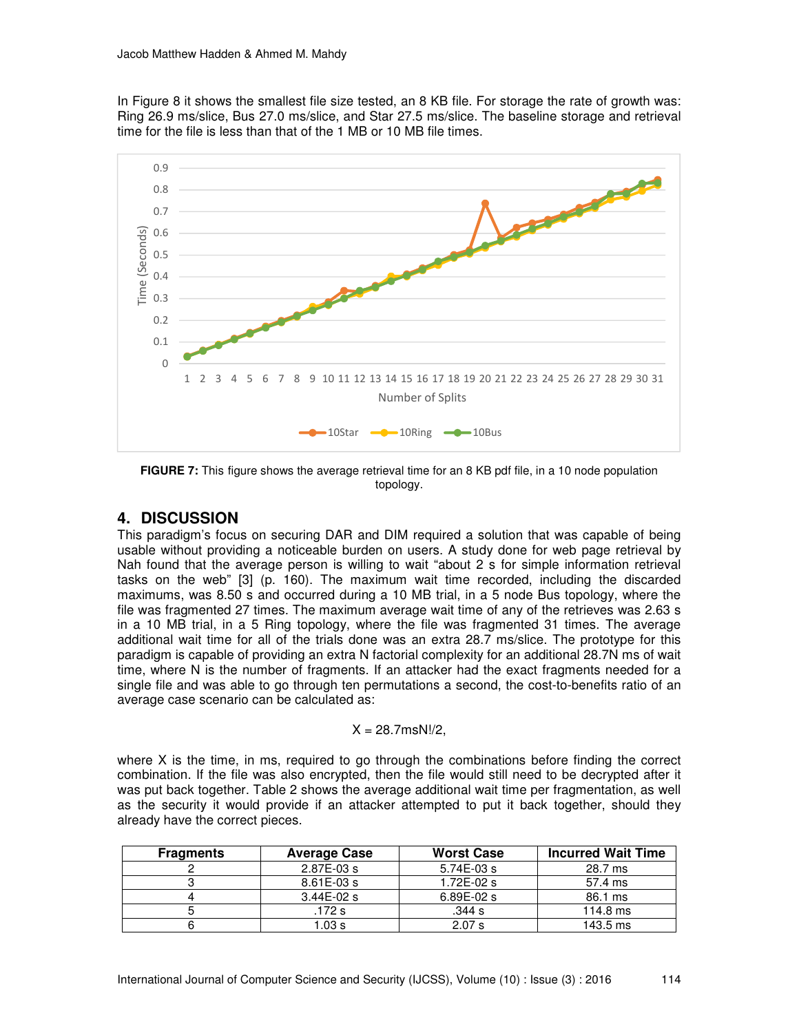In Figure 8 it shows the smallest file size tested, an 8 KB file. For storage the rate of growth was: Ring 26.9 ms/slice, Bus 27.0 ms/slice, and Star 27.5 ms/slice. The baseline storage and retrieval time for the file is less than that of the 1 MB or 10 MB file times.

**FIGURE 7:** This figure shows the average retrieval time for an 8 KB pdf file, in a 10 node population topology.

## 4. DISCUSSION

This paradigm's focus on securing DAR and DIM required a solution that was capable of being usable without providing a noticeable burden on users. A study done for web page retrieval by Nah found that the average person is willing to wait "about 2 s for simple information retrieval tasks on the web" [3] (p. 160). The maximum wait time recorded, including the discarded maximums, was 8.50 s and occurred during a 10 MB trial, in a 5 node Bus topology, where the file was fragmented 27 times. The maximum average wait time of any of the retrieves was 2.63 s in a 10 MB trial, in a 5 Ring topology, where the file was fragmented 31 times. The average additional wait time for all of the trials done was an extra 28.7 ms/slice. The prototype for this paradigm is capable of providing an extra N factorial complexity for an additional 28.7N ms of wait time, where N is the number of fragments. If an attacker had the exact fragments needed for a single file and was able to go through ten permutations a second, the cost-to-benefits ratio of an average case scenario can be calculated as:

$$X = 28.7\text{ms}N!/2,$$

where X is the time, in ms, required to go through the combinations before finding the correct combination. If the file was also encrypted, then the file would still need to be decrypted after it was put back together. Table 2 shows the average additional wait time per fragmentation, as well as the security it would provide if an attacker attempted to put it back together, should they already have the correct pieces.

| Fragments | Average Case | Worst Case | Incurred Wait Time |
|---|---|---|---|
| 2 | 2.87E-03 s | 5.74E-03 s | 28.7 ms |
| 3 | 8.61E-03 s | 1.72E-02 s | 57.4 ms |
| 4 | 3.44E-02 s | 6.89E-02 s | 86.1 ms |
| 5 | .172 s | .344 s | 114.8 ms |
| 6 | 1.03 s | 2.07 s | 143.5 ms |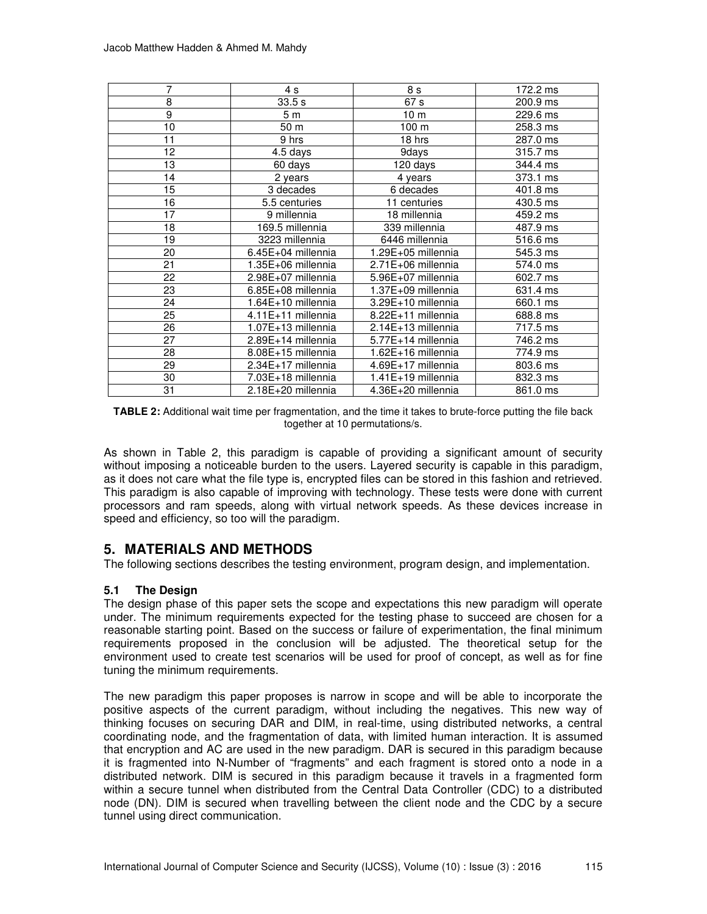| 7 | 4 s | 8 s | 172.2 ms |
|---|---|---|---|
| 8 | 33.5 s | 67 s | 200.9 ms |
| 9 | 5 m | 10 m | 229.6 ms |
| 10 | 50 m | 100 m | 258.3 ms |
| 11 | 9 hrs | 18 hrs | 287.0 ms |
| 12 | 4.5 days | 9days | 315.7 ms |
| 13 | 60 days | 120 days | 344.4 ms |
| 14 | 2 years | 4 years | 373.1 ms |
| 15 | 3 decades | 6 decades | 401.8 ms |
| 16 | 5.5 centuries | 11 centuries | 430.5 ms |
| 17 | 9 millennia | 18 millennia | 459.2 ms |
| 18 | 169.5 millennia | 339 millennia | 487.9 ms |
| 19 | 3223 millennia | 6446 millennia | 516.6 ms |
| 20 | 6.45E+04 millennia | 1.29E+05 millennia | 545.3 ms |
| 21 | 1.35E+06 millennia | 2.71E+06 millennia | 574.0 ms |
| 22 | 2.98E+07 millennia | 5.96E+07 millennia | 602.7 ms |
| 23 | 6.85E+08 millennia | 1.37E+09 millennia | 631.4 ms |
| 24 | 1.64E+10 millennia | 3.29E+10 millennia | 660.1 ms |
| 25 | 4.11E+11 millennia | 8.22E+11 millennia | 688.8 ms |
| 26 | 1.07E+13 millennia | 2.14E+13 millennia | 717.5 ms |
| 27 | 2.89E+14 millennia | 5.77E+14 millennia | 746.2 ms |
| 28 | 8.08E+15 millennia | 1.62E+16 millennia | 774.9 ms |
| 29 | 2.34E+17 millennia | 4.69E+17 millennia | 803.6 ms |
| 30 | 7.03E+18 millennia | 1.41E+19 millennia | 832.3 ms |
| 31 | 2.18E+20 millennia | 4.36E+20 millennia | 861.0 ms |

**TABLE 2:** Additional wait time per fragmentation, and the time it takes to brute-force putting the file back together at 10 permutations/s.

As shown in Table 2, this paradigm is capable of providing a significant amount of security without imposing a noticeable burden to the users. Layered security is capable in this paradigm, as it does not care what the file type is, encrypted files can be stored in this fashion and retrieved. This paradigm is also capable of improving with technology. These tests were done with current processors and ram speeds, along with virtual network speeds. As these devices increase in speed and efficiency, so too will the paradigm.

## 5. MATERIALS AND METHODS

The following sections describes the testing environment, program design, and implementation.

### 5.1 The Design

The design phase of this paper sets the scope and expectations this new paradigm will operate under. The minimum requirements expected for the testing phase to succeed are chosen for a reasonable starting point. Based on the success or failure of experimentation, the final minimum requirements proposed in the conclusion will be adjusted. The theoretical setup for the environment used to create test scenarios will be used for proof of concept, as well as for fine tuning the minimum requirements.

The new paradigm this paper proposes is narrow in scope and will be able to incorporate the positive aspects of the current paradigm, without including the negatives. This new way of thinking focuses on securing DAR and DIM, in real-time, using distributed networks, a central coordinating node, and the fragmentation of data, with limited human interaction. It is assumed that encryption and AC are used in the new paradigm. DAR is secured in this paradigm because it is fragmented into N-Number of "fragments" and each fragment is stored onto a node in a distributed network. DIM is secured in this paradigm because it travels in a fragmented form within a secure tunnel when distributed from the Central Data Controller (CDC) to a distributed node (DN). DIM is secured when travelling between the client node and the CDC by a secure tunnel using direct communication.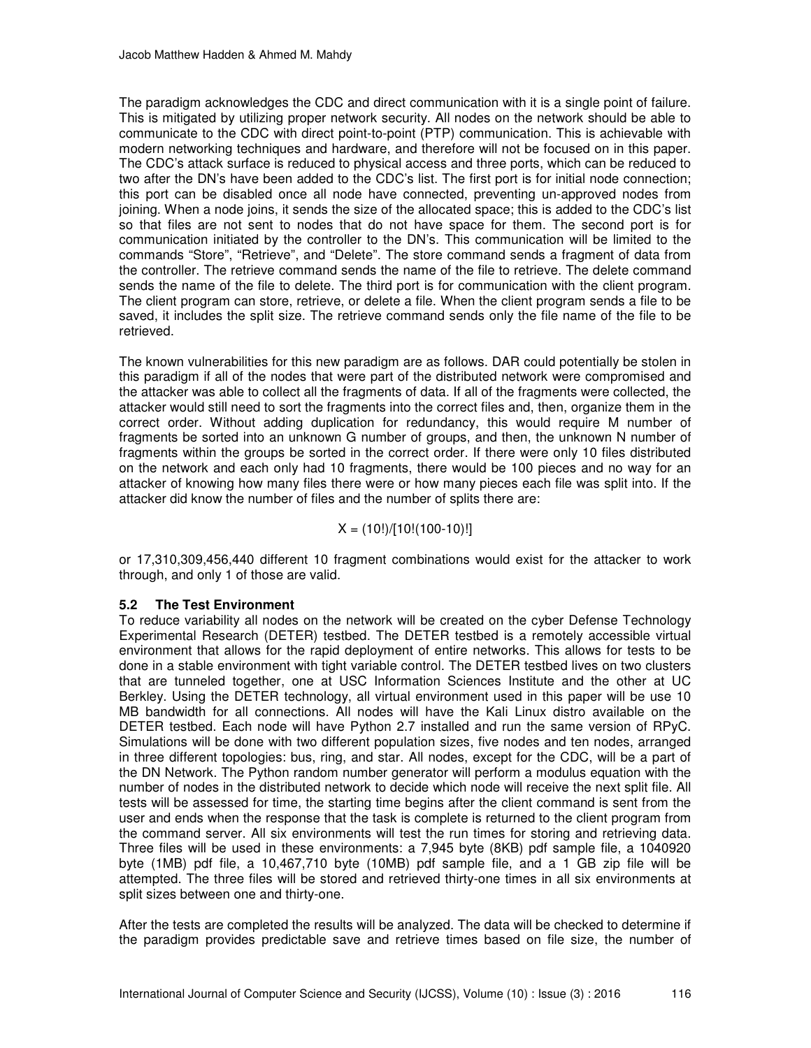The paradigm acknowledges the CDC and direct communication with it is a single point of failure. This is mitigated by utilizing proper network security. All nodes on the network should be able to communicate to the CDC with direct point-to-point (PTP) communication. This is achievable with modern networking techniques and hardware, and therefore will not be focused on in this paper. The CDC's attack surface is reduced to physical access and three ports, which can be reduced to two after the DN's have been added to the CDC's list. The first port is for initial node connection; this port can be disabled once all node have connected, preventing un-approved nodes from joining. When a node joins, it sends the size of the allocated space; this is added to the CDC's list so that files are not sent to nodes that do not have space for them. The second port is for communication initiated by the controller to the DN's. This communication will be limited to the commands "Store", "Retrieve", and "Delete". The store command sends a fragment of data from the controller. The retrieve command sends the name of the file to retrieve. The delete command sends the name of the file to delete. The third port is for communication with the client program. The client program can store, retrieve, or delete a file. When the client program sends a file to be saved, it includes the split size. The retrieve command sends only the file name of the file to be retrieved.

The known vulnerabilities for this new paradigm are as follows. DAR could potentially be stolen in this paradigm if all of the nodes that were part of the distributed network were compromised and the attacker was able to collect all the fragments of data. If all of the fragments were collected, the attacker would still need to sort the fragments into the correct files and, then, organize them in the correct order. Without adding duplication for redundancy, this would require M number of fragments be sorted into an unknown G number of groups, and then, the unknown N number of fragments within the groups be sorted in the correct order. If there were only 10 files distributed on the network and each only had 10 fragments, there would be 100 pieces and no way for an attacker of knowing how many files there were or how many pieces each file was split into. If the attacker did know the number of files and the number of splits there are:

$$X = (10!)/[10!(100-10)!]$$

or 17,310,309,456,440 different 10 fragment combinations would exist for the attacker to work through, and only 1 of those are valid.

### 5.2 The Test Environment

To reduce variability all nodes on the network will be created on the cyber Defense Technology Experimental Research (DETER) testbed. The DETER testbed is a remotely accessible virtual environment that allows for the rapid deployment of entire networks. This allows for tests to be done in a stable environment with tight variable control. The DETER testbed lives on two clusters that are tunneled together, one at USC Information Sciences Institute and the other at UC Berkley. Using the DETER technology, all virtual environment used in this paper will be use 10 MB bandwidth for all connections. All nodes will have the Kali Linux distro available on the DETER testbed. Each node will have Python 2.7 installed and run the same version of RPyC. Simulations will be done with two different population sizes, five nodes and ten nodes, arranged in three different topologies: bus, ring, and star. All nodes, except for the CDC, will be a part of the DN Network. The Python random number generator will perform a modulus equation with the number of nodes in the distributed network to decide which node will receive the next split file. All tests will be assessed for time, the starting time begins after the client command is sent from the user and ends when the response that the task is complete is returned to the client program from the command server. All six environments will test the run times for storing and retrieving data. Three files will be used in these environments: a 7,945 byte (8KB) pdf sample file, a 1040920 byte (1MB) pdf file, a 10,467,710 byte (10MB) pdf sample file, and a 1 GB zip file will be attempted. The three files will be stored and retrieved thirty-one times in all six environments at split sizes between one and thirty-one.

After the tests are completed the results will be analyzed. The data will be checked to determine if the paradigm provides predictable save and retrieve times based on file size, the number of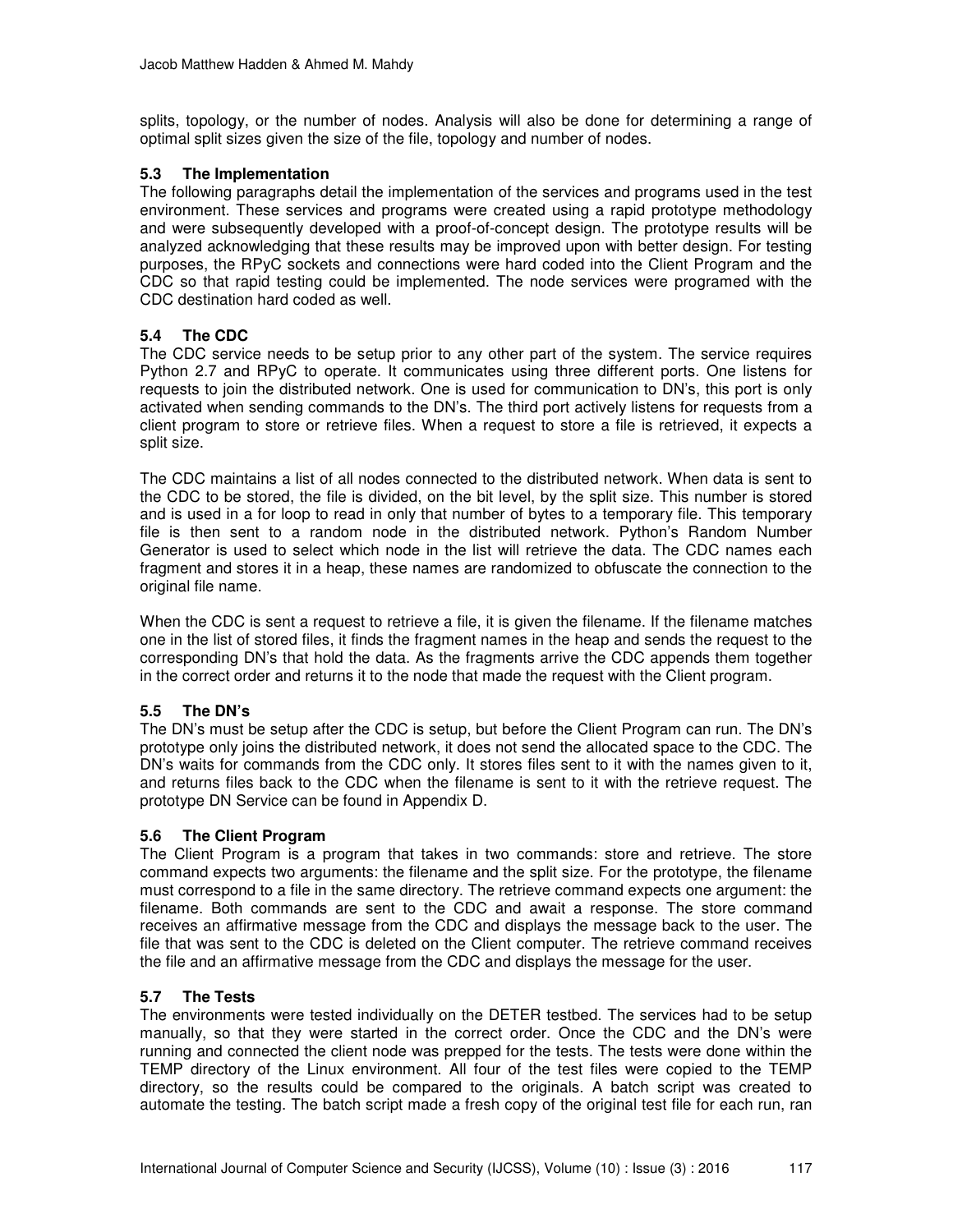splits, topology, or the number of nodes. Analysis will also be done for determining a range of optimal split sizes given the size of the file, topology and number of nodes.

### 5.3 The Implementation

The following paragraphs detail the implementation of the services and programs used in the test environment. These services and programs were created using a rapid prototype methodology and were subsequently developed with a proof-of-concept design. The prototype results will be analyzed acknowledging that these results may be improved upon with better design. For testing purposes, the RPyC sockets and connections were hard coded into the Client Program and the CDC so that rapid testing could be implemented. The node services were programed with the CDC destination hard coded as well.

### 5.4 The CDC

The CDC service needs to be setup prior to any other part of the system. The service requires Python 2.7 and RPyC to operate. It communicates using three different ports. One listens for requests to join the distributed network. One is used for communication to DN's, this port is only activated when sending commands to the DN's. The third port actively listens for requests from a client program to store or retrieve files. When a request to store a file is retrieved, it expects a split size.

The CDC maintains a list of all nodes connected to the distributed network. When data is sent to the CDC to be stored, the file is divided, on the bit level, by the split size. This number is stored and is used in a for loop to read in only that number of bytes to a temporary file. This temporary file is then sent to a random node in the distributed network. Python's Random Number Generator is used to select which node in the list will retrieve the data. The CDC names each fragment and stores it in a heap, these names are randomized to obfuscate the connection to the original file name.

When the CDC is sent a request to retrieve a file, it is given the filename. If the filename matches one in the list of stored files, it finds the fragment names in the heap and sends the request to the corresponding DN's that hold the data. As the fragments arrive the CDC appends them together in the correct order and returns it to the node that made the request with the Client program.

### 5.5 The DN's

The DN's must be setup after the CDC is setup, but before the Client Program can run. The DN's prototype only joins the distributed network, it does not send the allocated space to the CDC. The DN's waits for commands from the CDC only. It stores files sent to it with the names given to it, and returns files back to the CDC when the filename is sent to it with the retrieve request. The prototype DN Service can be found in Appendix D.

### 5.6 The Client Program

The Client Program is a program that takes in two commands: store and retrieve. The store command expects two arguments: the filename and the split size. For the prototype, the filename must correspond to a file in the same directory. The retrieve command expects one argument: the filename. Both commands are sent to the CDC and await a response. The store command receives an affirmative message from the CDC and displays the message back to the user. The file that was sent to the CDC is deleted on the Client computer. The retrieve command receives the file and an affirmative message from the CDC and displays the message for the user.

### 5.7 The Tests

The environments were tested individually on the DETER testbed. The services had to be setup manually, so that they were started in the correct order. Once the CDC and the DN's were running and connected the client node was prepped for the tests. The tests were done within the TEMP directory of the Linux environment. All four of the test files were copied to the TEMP directory, so the results could be compared to the originals. A batch script was created to automate the testing. The batch script made a fresh copy of the original test file for each run, ran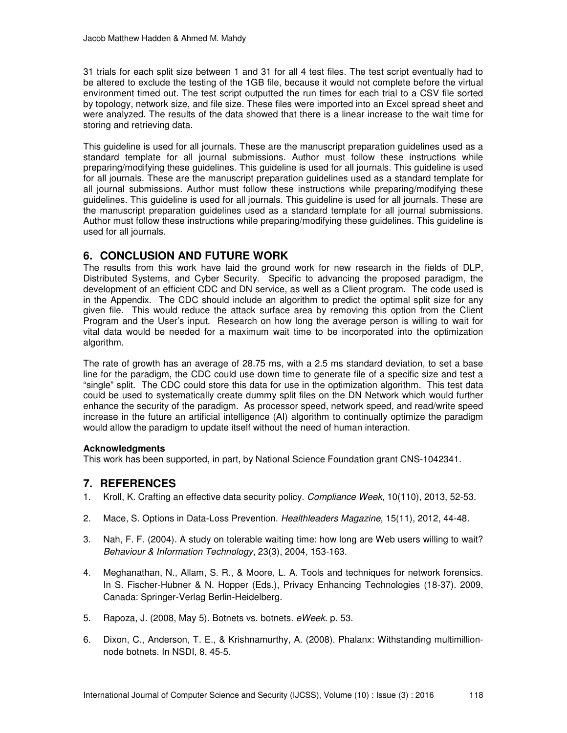31 trials for each split size between 1 and 31 for all 4 test files. The test script eventually had to be altered to exclude the testing of the 1GB file, because it would not complete before the virtual environment timed out. The test script outputted the run times for each trial to a CSV file sorted by topology, network size, and file size. These files were imported into an Excel spread sheet and were analyzed. The results of the data showed that there is a linear increase to the wait time for storing and retrieving data.

This guideline is used for all journals. These are the manuscript preparation guidelines used as a standard template for all journal submissions. Author must follow these instructions while preparing/modifying these guidelines. This guideline is used for all journals. This guideline is used for all journals. These are the manuscript preparation guidelines used as a standard template for all journal submissions. Author must follow these instructions while preparing/modifying these guidelines. This guideline is used for all journals. This guideline is used for all journals. These are the manuscript preparation guidelines used as a standard template for all journal submissions. Author must follow these instructions while preparing/modifying these guidelines. This guideline is used for all journals.

## 6. CONCLUSION AND FUTURE WORK

The results from this work have laid the ground work for new research in the fields of DLP, Distributed Systems, and Cyber Security. Specific to advancing the proposed paradigm, the development of an efficient CDC and DN service, as well as a Client program. The code used is in the Appendix. The CDC should include an algorithm to predict the optimal split size for any given file. This would reduce the attack surface area by removing this option from the Client Program and the User's input. Research on how long the average person is willing to wait for vital data would be needed for a maximum wait time to be incorporated into the optimization algorithm.

The rate of growth has an average of 28.75 ms, with a 2.5 ms standard deviation, to set a base line for the paradigm, the CDC could use down time to generate file of a specific size and test a "single" split. The CDC could store this data for use in the optimization algorithm. This test data could be used to systematically create dummy split files on the DN Network which would further enhance the security of the paradigm. As processor speed, network speed, and read/write speed increase in the future an artificial intelligence (AI) algorithm to continually optimize the paradigm would allow the paradigm to update itself without the need of human interaction.

**Acknowledgments**

This work has been supported, in part, by National Science Foundation grant CNS-1042341.

## 7. REFERENCES

1. Kroll, K. Crafting an effective data security policy. *Compliance Week*, 10(110), 2013, 52-53.
2. Mace, S. Options in Data-Loss Prevention. *Healthleaders Magazine*, 15(11), 2012, 44-48.
3. Nah, F. F. (2004). A study on tolerable waiting time: how long are Web users willing to wait? *Behaviour & Information Technology*, 23(3), 2004, 153-163.
4. Meghanathan, N., Allam, S. R., & Moore, L. A. Tools and techniques for network forensics. In S. Fischer-Hubner & N. Hopper (Eds.), Privacy Enhancing Technologies (18-37). 2009, Canada: Springer-Verlag Berlin-Heidelberg.
5. Rapoza, J. (2008, May 5). Botnets vs. botnets. *eWeek*. p. 53.
6. Dixon, C., Anderson, T. E., & Krishnamurthy, A. (2008). Phalanx: Withstanding multimillion-node botnets. In NSDI, 8, 45-5.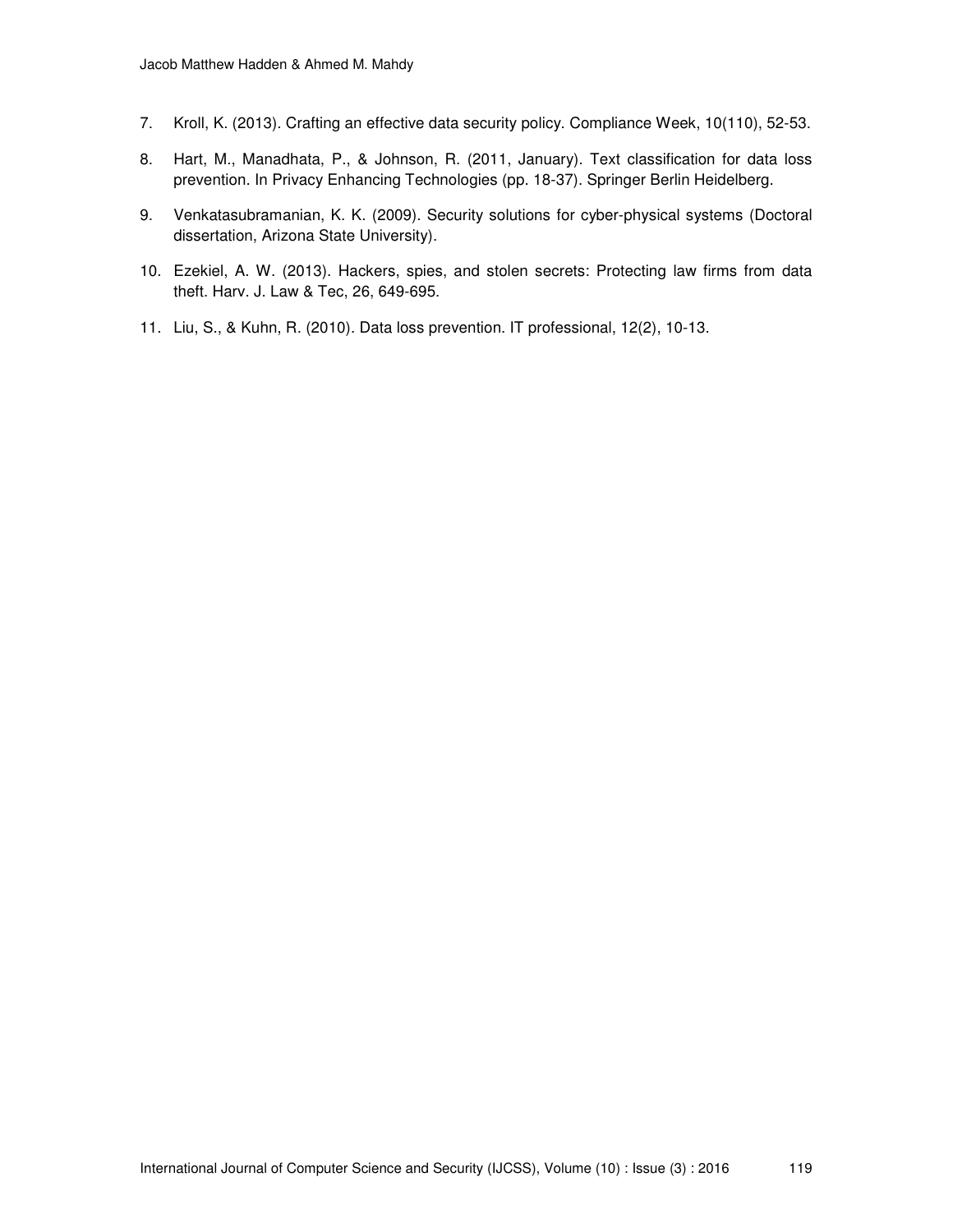7. Kroll, K. (2013). Crafting an effective data security policy. Compliance Week, 10(110), 52-53.

8. Hart, M., Manadhata, P., & Johnson, R. (2011, January). Text classification for data loss prevention. In Privacy Enhancing Technologies (pp. 18-37). Springer Berlin Heidelberg.

9. Venkatasubramanian, K. K. (2009). Security solutions for cyber-physical systems (Doctoral dissertation, Arizona State University).

10. Ezekiel, A. W. (2013). Hackers, spies, and stolen secrets: Protecting law firms from data theft. Harv. J. Law & Tec, 26, 649-695.

11. Liu, S., & Kuhn, R. (2010). Data loss prevention. IT professional, 12(2), 10-13.